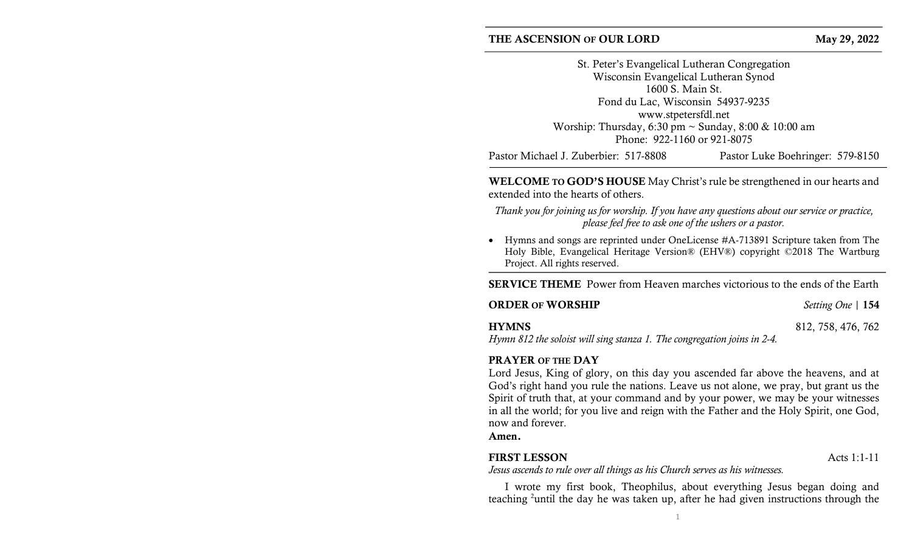**THE ASCENSION OF OUR LORD** **May 29, 2022**

St. Peter's Evangelical Lutheran Congregation
Wisconsin Evangelical Lutheran Synod
1600 S. Main St.
Fond du Lac, Wisconsin 54937-9235
www.stpetersfdl.net
Worship: Thursday, 6:30 pm ~ Sunday, 8:00 & 10:00 am
Phone: 922-1160 or 921-8075

Pastor Michael J. Zuberbier: 517-8808 Pastor Luke Boehringer: 579-8150

**WELCOME TO GOD'S HOUSE** May Christ's rule be strengthened in our hearts and extended into the hearts of others.

*Thank you for joining us for worship. If you have any questions about our service or practice, please feel free to ask one of the ushers or a pastor.*

- Hymns and songs are reprinted under OneLicense #A-713891 Scripture taken from The Holy Bible, Evangelical Heritage Version® (EHV®) copyright ©2018 The Wartburg Project. All rights reserved.

**SERVICE THEME** Power from Heaven marches victorious to the ends of the Earth

**ORDER OF WORSHIP** *Setting One* | **154**

**HYMNS** 812, 758, 476, 762

*Hymn 812 the soloist will sing stanza 1. The congregation joins in 2-4.*

**PRAYER OF THE DAY**

Lord Jesus, King of glory, on this day you ascended far above the heavens, and at God's right hand you rule the nations. Leave us not alone, we pray, but grant us the Spirit of truth that, at your command and by your power, we may be your witnesses in all the world; for you live and reign with the Father and the Holy Spirit, one God, now and forever.

**Amen.**

**FIRST LESSON** Acts 1:1-11

*Jesus ascends to rule over all things as his Church serves as his witnesses.*

I wrote my first book, Theophilus, about everything Jesus began doing and teaching [2]until the day he was taken up, after he had given instructions through the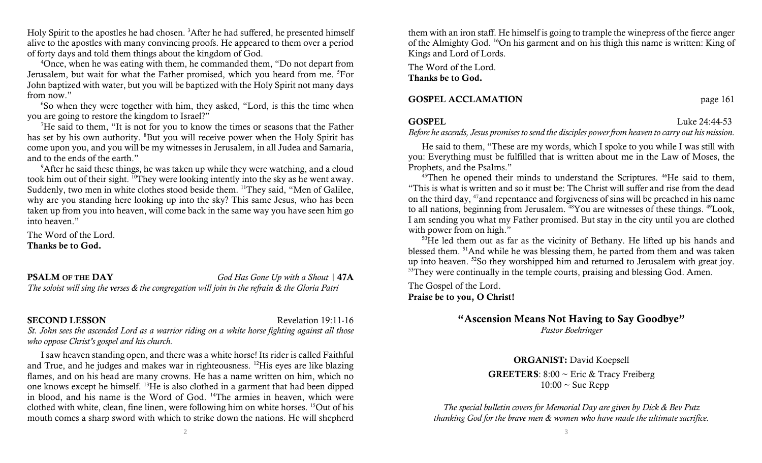Holy Spirit to the apostles he had chosen. [3]After he had suffered, he presented himself alive to the apostles with many convincing proofs. He appeared to them over a period of forty days and told them things about the kingdom of God.

[4]Once, when he was eating with them, he commanded them, "Do not depart from Jerusalem, but wait for what the Father promised, which you heard from me. [5]For John baptized with water, but you will be baptized with the Holy Spirit not many days from now."

[6]So when they were together with him, they asked, "Lord, is this the time when you are going to restore the kingdom to Israel?"

[7]He said to them, "It is not for you to know the times or seasons that the Father has set by his own authority. [8]But you will receive power when the Holy Spirit has come upon you, and you will be my witnesses in Jerusalem, in all Judea and Samaria, and to the ends of the earth."

[9]After he said these things, he was taken up while they were watching, and a cloud took him out of their sight. [10]They were looking intently into the sky as he went away. Suddenly, two men in white clothes stood beside them. [11]They said, "Men of Galilee, why are you standing here looking up into the sky? This same Jesus, who has been taken up from you into heaven, will come back in the same way you have seen him go into heaven."

The Word of the Lord.
**Thanks be to God.**

**PSALM OF THE DAY** *God Has Gone Up with a Shout* | **47A**

*The soloist will sing the verses & the congregation will join in the refrain & the Gloria Patri*

**SECOND LESSON** Revelation 19:11-16

*St. John sees the ascended Lord as a warrior riding on a white horse fighting against all those who oppose Christ's gospel and his church.*

I saw heaven standing open, and there was a white horse! Its rider is called Faithful and True, and he judges and makes war in righteousness. [12]His eyes are like blazing flames, and on his head are many crowns. He has a name written on him, which no one knows except he himself. [13]He is also clothed in a garment that had been dipped in blood, and his name is the Word of God. [14]The armies in heaven, which were clothed with white, clean, fine linen, were following him on white horses. [15]Out of his mouth comes a sharp sword with which to strike down the nations. He will shepherd them with an iron staff. He himself is going to trample the winepress of the fierce anger of the Almighty God. [16]On his garment and on his thigh this name is written: King of Kings and Lord of Lords.

The Word of the Lord.
**Thanks be to God.**

**GOSPEL ACCLAMATION** page 161

**GOSPEL** Luke 24:44-53

*Before he ascends, Jesus promises to send the disciples power from heaven to carry out his mission.*

He said to them, "These are my words, which I spoke to you while I was still with you: Everything must be fulfilled that is written about me in the Law of Moses, the Prophets, and the Psalms."

[45]Then he opened their minds to understand the Scriptures. [46]He said to them, "This is what is written and so it must be: The Christ will suffer and rise from the dead on the third day, [47]and repentance and forgiveness of sins will be preached in his name to all nations, beginning from Jerusalem. [48]You are witnesses of these things. [49]Look, I am sending you what my Father promised. But stay in the city until you are clothed with power from on high."

[50]He led them out as far as the vicinity of Bethany. He lifted up his hands and blessed them. [51]And while he was blessing them, he parted from them and was taken up into heaven. [52]So they worshipped him and returned to Jerusalem with great joy. [53]They were continually in the temple courts, praising and blessing God. Amen.

The Gospel of the Lord.
**Praise be to you, O Christ!**

## "Ascension Means Not Having to Say Goodbye"

*Pastor Boehringer*

**ORGANIST:** David Koepsell

**GREETERS**: 8:00 ~ Eric & Tracy Freiberg
10:00 ~ Sue Repp

*The special bulletin covers for Memorial Day are given by Dick & Bev Putz thanking God for the brave men & women who have made the ultimate sacrifice.*